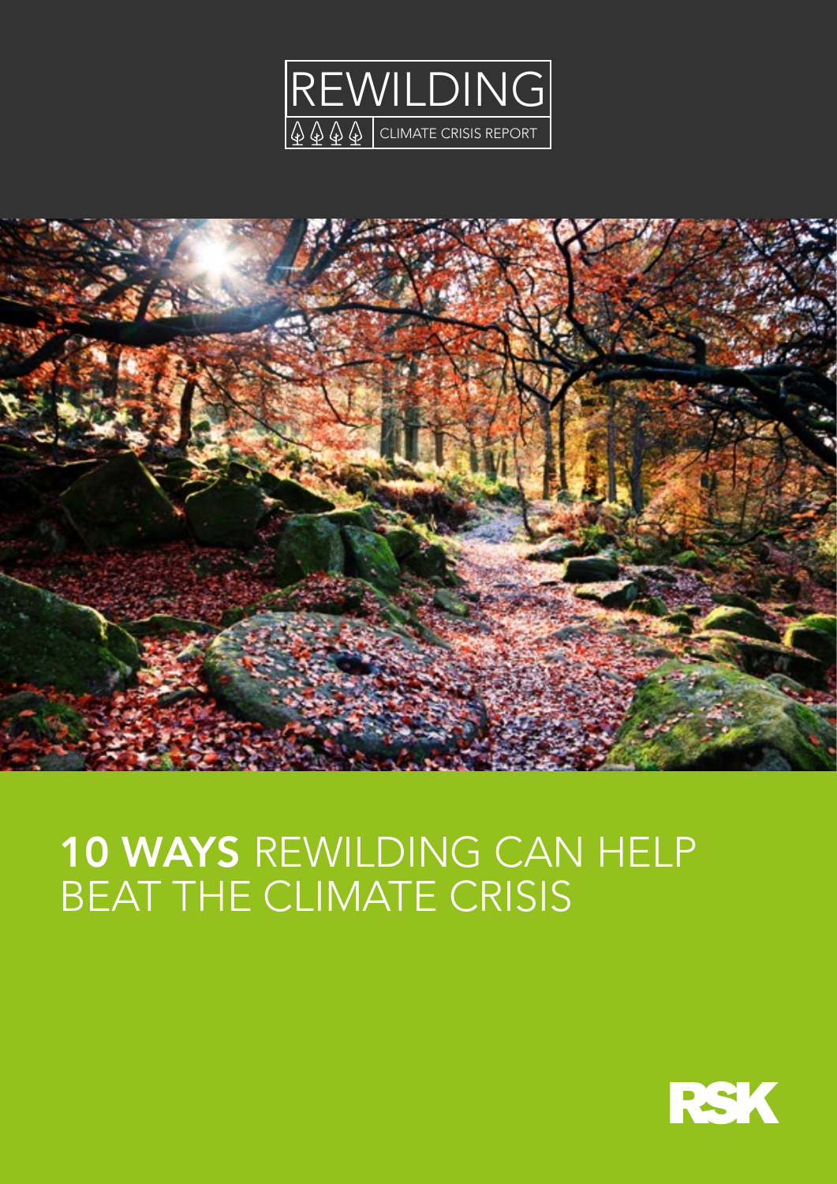# REWILDING

CLIMATE CRISIS REPORT

# **10 WAYS** REWILDING CAN HELP BEAT THE CLIMATE CRISIS

RSK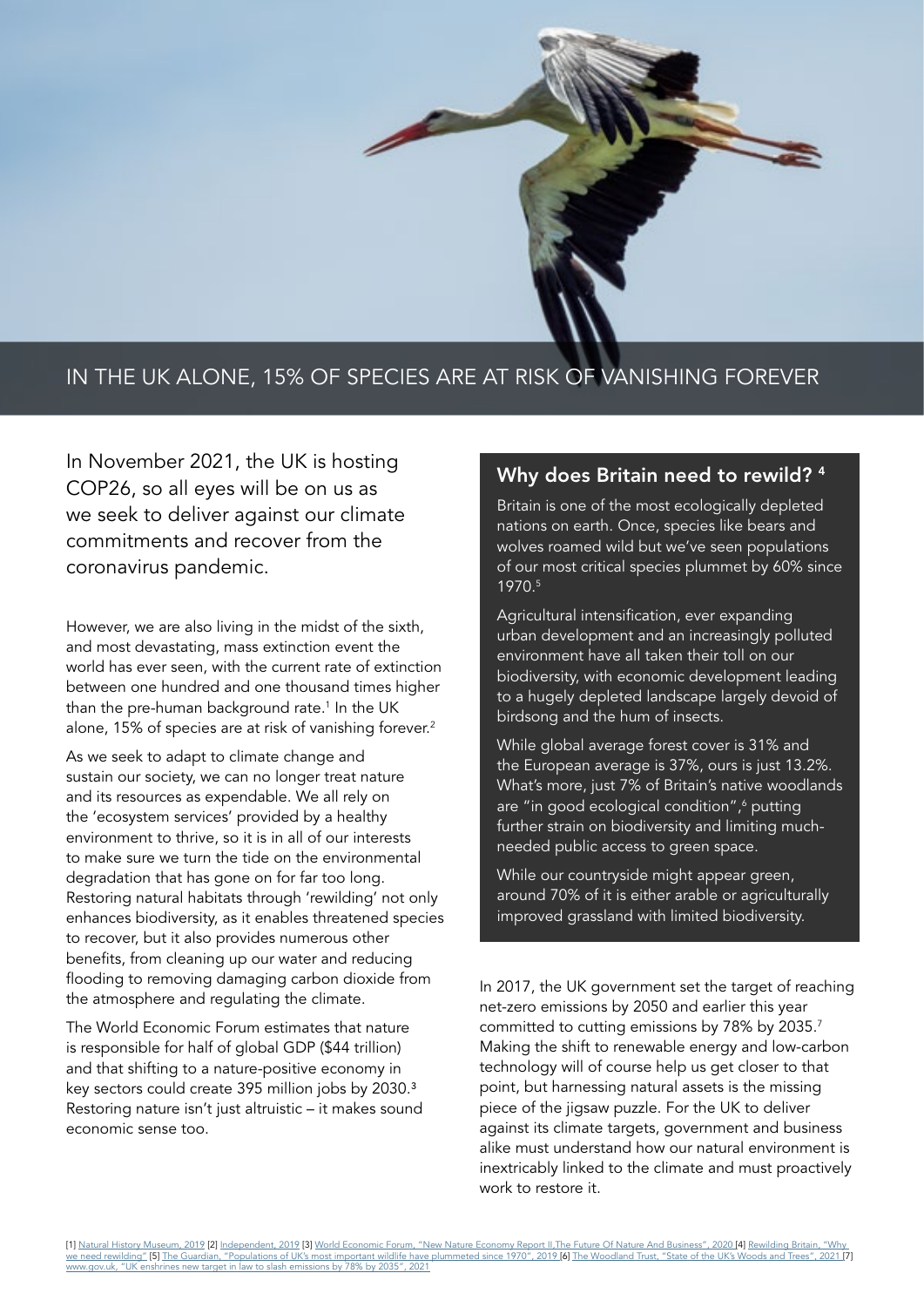## IN THE UK ALONE, 15% OF SPECIES ARE AT RISK OF VANISHING FOREVER

In November 2021, the UK is hosting COP26, so all eyes will be on us as we seek to deliver against our climate commitments and recover from the coronavirus pandemic.

However, we are also living in the midst of the sixth, and most devastating, mass extinction event the world has ever seen, with the current rate of extinction between one hundred and one thousand times higher than the pre-human background rate.[1] In the UK alone, 15% of species are at risk of vanishing forever.[2]

As we seek to adapt to climate change and sustain our society, we can no longer treat nature and its resources as expendable. We all rely on the 'ecosystem services' provided by a healthy environment to thrive, so it is in all of our interests to make sure we turn the tide on the environmental degradation that has gone on for far too long. Restoring natural habitats through 'rewilding' not only enhances biodiversity, as it enables threatened species to recover, but it also provides numerous other benefits, from cleaning up our water and reducing flooding to removing damaging carbon dioxide from the atmosphere and regulating the climate.

The World Economic Forum estimates that nature is responsible for half of global GDP ($44 trillion) and that shifting to a nature-positive economy in key sectors could create 395 million jobs by 2030.[3] Restoring nature isn't just altruistic – it makes sound economic sense too.

### Why does Britain need to rewild? [4]

Britain is one of the most ecologically depleted nations on earth. Once, species like bears and wolves roamed wild but we've seen populations of our most critical species plummet by 60% since 1970.[5]

Agricultural intensification, ever expanding urban development and an increasingly polluted environment have all taken their toll on our biodiversity, with economic development leading to a hugely depleted landscape largely devoid of birdsong and the hum of insects.

While global average forest cover is 31% and the European average is 37%, ours is just 13.2%. What's more, just 7% of Britain's native woodlands are "in good ecological condition",[6] putting further strain on biodiversity and limiting much-needed public access to green space.

While our countryside might appear green, around 70% of it is either arable or agriculturally improved grassland with limited biodiversity.

In 2017, the UK government set the target of reaching net-zero emissions by 2050 and earlier this year committed to cutting emissions by 78% by 2035.[7] Making the shift to renewable energy and low-carbon technology will of course help us get closer to that point, but harnessing natural assets is the missing piece of the jigsaw puzzle. For the UK to deliver against its climate targets, government and business alike must understand how our natural environment is inextricably linked to the climate and must proactively work to restore it.

[1] Natural History Museum, 2019 [2] Independent, 2019 [3] World Economic Forum, "New Nature Economy Report II,The Future Of Nature And Business", 2020 [4] Rewilding Britain, "Why we need rewilding" [5] The Guardian, "Populations of UK's most important wildlife have plummeted since 1970", 2019 [6] The Woodland Trust, "State of the UK's Woods and Trees", 2021 [7] www.gov.uk, "UK enshrines new target in law to slash emissions by 78% by 2035", 2021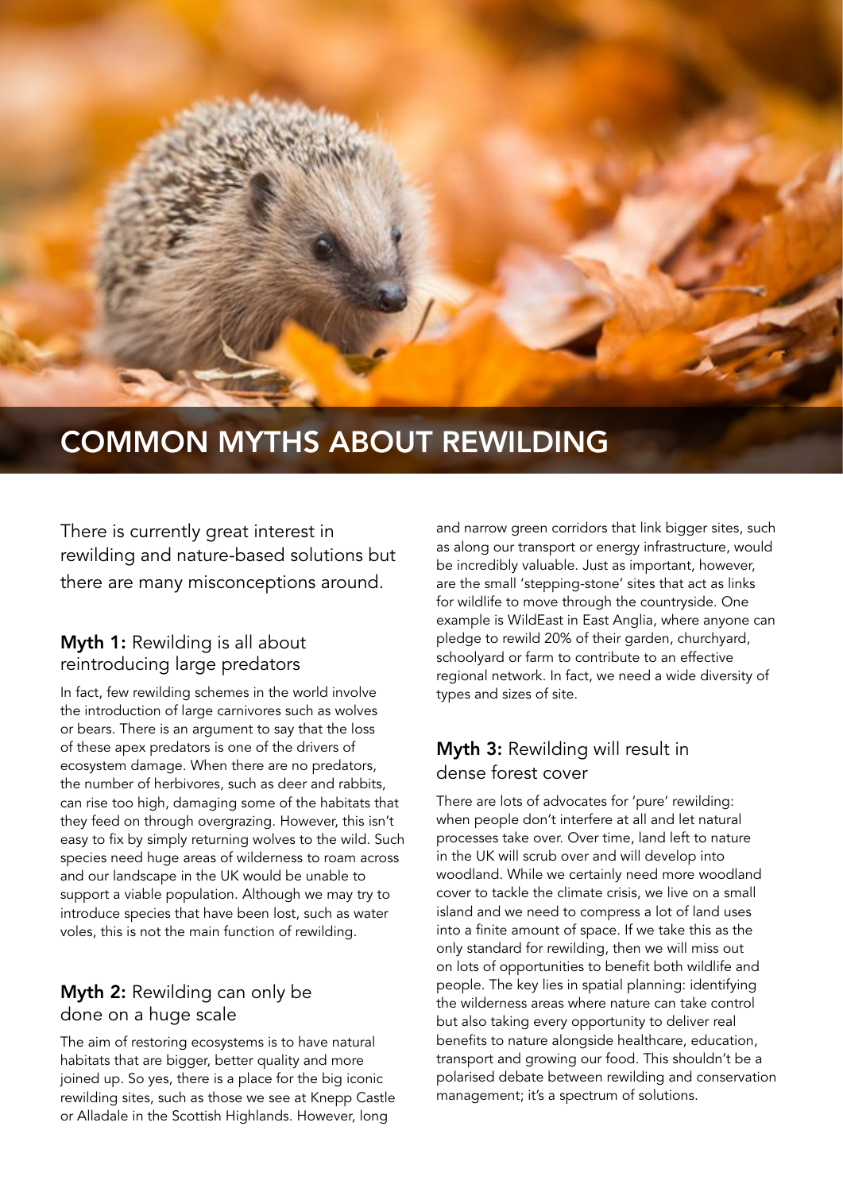# COMMON MYTHS ABOUT REWILDING

There is currently great interest in rewilding and nature-based solutions but there are many misconceptions around.

## **Myth 1:** Rewilding is all about reintroducing large predators

In fact, few rewilding schemes in the world involve the introduction of large carnivores such as wolves or bears. There is an argument to say that the loss of these apex predators is one of the drivers of ecosystem damage. When there are no predators, the number of herbivores, such as deer and rabbits, can rise too high, damaging some of the habitats that they feed on through overgrazing. However, this isn't easy to fix by simply returning wolves to the wild. Such species need huge areas of wilderness to roam across and our landscape in the UK would be unable to support a viable population. Although we may try to introduce species that have been lost, such as water voles, this is not the main function of rewilding.

## **Myth 2:** Rewilding can only be done on a huge scale

The aim of restoring ecosystems is to have natural habitats that are bigger, better quality and more joined up. So yes, there is a place for the big iconic rewilding sites, such as those we see at Knepp Castle or Alladale in the Scottish Highlands. However, long and narrow green corridors that link bigger sites, such as along our transport or energy infrastructure, would be incredibly valuable. Just as important, however, are the small 'stepping-stone' sites that act as links for wildlife to move through the countryside. One example is WildEast in East Anglia, where anyone can pledge to rewild 20% of their garden, churchyard, schoolyard or farm to contribute to an effective regional network. In fact, we need a wide diversity of types and sizes of site.

## **Myth 3:** Rewilding will result in dense forest cover

There are lots of advocates for 'pure' rewilding: when people don't interfere at all and let natural processes take over. Over time, land left to nature in the UK will scrub over and will develop into woodland. While we certainly need more woodland cover to tackle the climate crisis, we live on a small island and we need to compress a lot of land uses into a finite amount of space. If we take this as the only standard for rewilding, then we will miss out on lots of opportunities to benefit both wildlife and people. The key lies in spatial planning: identifying the wilderness areas where nature can take control but also taking every opportunity to deliver real benefits to nature alongside healthcare, education, transport and growing our food. This shouldn't be a polarised debate between rewilding and conservation management; it's a spectrum of solutions.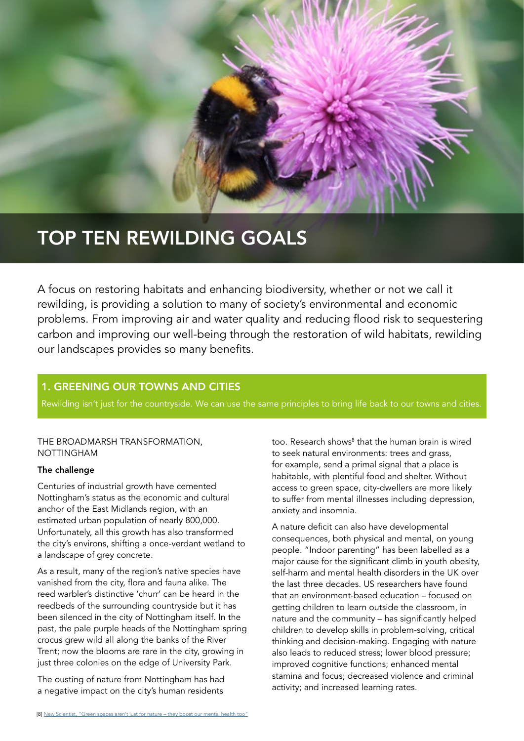# TOP TEN REWILDING GOALS

A focus on restoring habitats and enhancing biodiversity, whether or not we call it rewilding, is providing a solution to many of society's environmental and economic problems. From improving air and water quality and reducing flood risk to sequestering carbon and improving our well-being through the restoration of wild habitats, rewilding our landscapes provides so many benefits.

## 1. GREENING OUR TOWNS AND CITIES

Rewilding isn't just for the countryside. We can use the same principles to bring life back to our towns and cities.

THE BROADMARSH TRANSFORMATION, NOTTINGHAM

**The challenge**

Centuries of industrial growth have cemented Nottingham's status as the economic and cultural anchor of the East Midlands region, with an estimated urban population of nearly 800,000. Unfortunately, all this growth has also transformed the city's environs, shifting a once-verdant wetland to a landscape of grey concrete.

As a result, many of the region's native species have vanished from the city, flora and fauna alike. The reed warbler's distinctive 'churr' can be heard in the reedbeds of the surrounding countryside but it has been silenced in the city of Nottingham itself. In the past, the pale purple heads of the Nottingham spring crocus grew wild all along the banks of the River Trent; now the blooms are rare in the city, growing in just three colonies on the edge of University Park.

The ousting of nature from Nottingham has had a negative impact on the city's human residents too. Research shows[8] that the human brain is wired to seek natural environments: trees and grass, for example, send a primal signal that a place is habitable, with plentiful food and shelter. Without access to green space, city-dwellers are more likely to suffer from mental illnesses including depression, anxiety and insomnia.

A nature deficit can also have developmental consequences, both physical and mental, on young people. "Indoor parenting" has been labelled as a major cause for the significant climb in youth obesity, self-harm and mental health disorders in the UK over the last three decades. US researchers have found that an environment-based education – focused on getting children to learn outside the classroom, in nature and the community – has significantly helped children to develop skills in problem-solving, critical thinking and decision-making. Engaging with nature also leads to reduced stress; lower blood pressure; improved cognitive functions; enhanced mental stamina and focus; decreased violence and criminal activity; and increased learning rates.

[8] New Scientist, "Green spaces aren't just for nature – they boost our mental health too"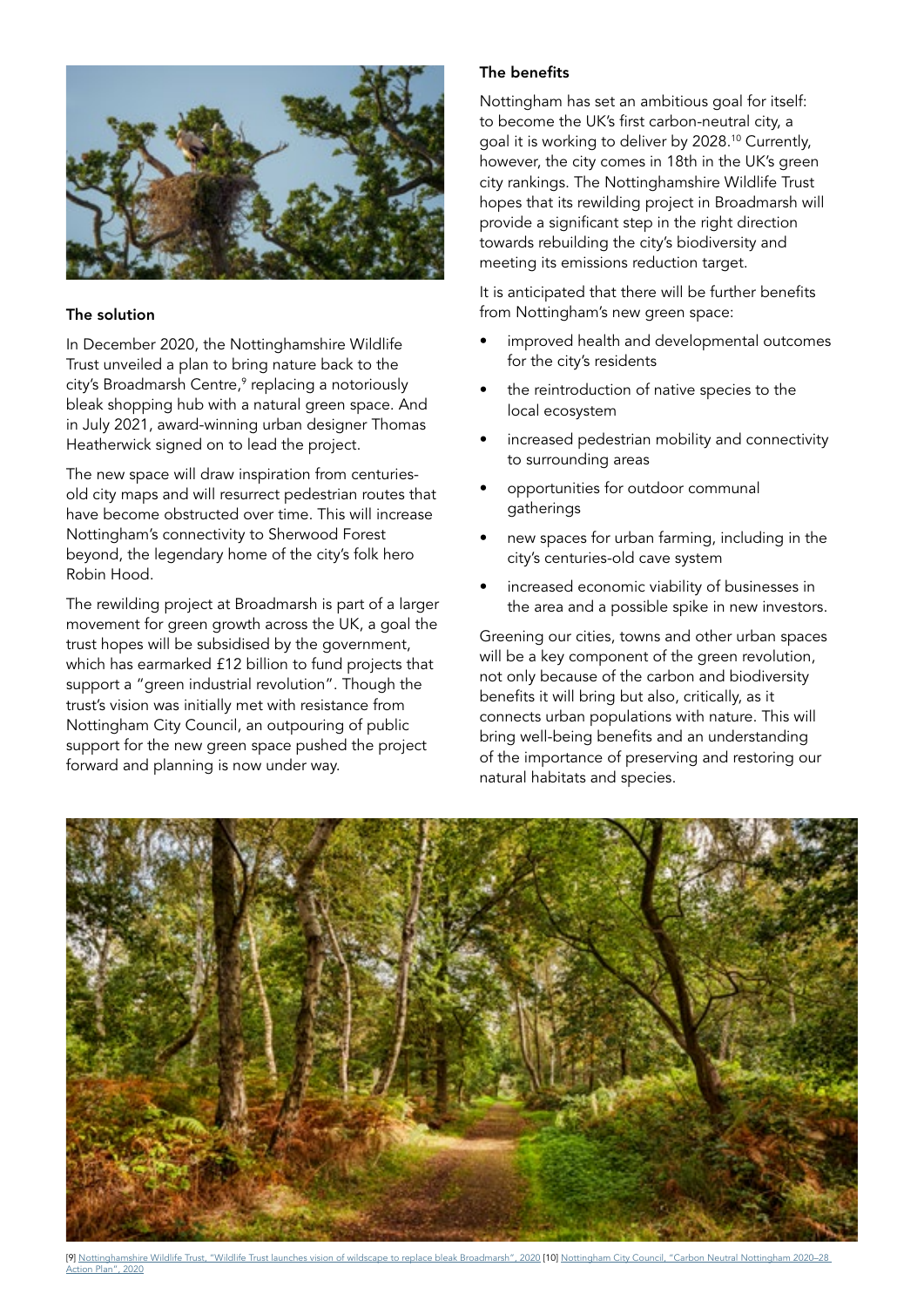### The solution

In December 2020, the Nottinghamshire Wildlife Trust unveiled a plan to bring nature back to the city's Broadmarsh Centre,[9] replacing a notoriously bleak shopping hub with a natural green space. And in July 2021, award-winning urban designer Thomas Heatherwick signed on to lead the project.

The new space will draw inspiration from centuries-old city maps and will resurrect pedestrian routes that have become obstructed over time. This will increase Nottingham's connectivity to Sherwood Forest beyond, the legendary home of the city's folk hero Robin Hood.

The rewilding project at Broadmarsh is part of a larger movement for green growth across the UK, a goal the trust hopes will be subsidised by the government, which has earmarked £12 billion to fund projects that support a "green industrial revolution". Though the trust's vision was initially met with resistance from Nottingham City Council, an outpouring of public support for the new green space pushed the project forward and planning is now under way.

### The benefits

Nottingham has set an ambitious goal for itself: to become the UK's first carbon-neutral city, a goal it is working to deliver by 2028.[10] Currently, however, the city comes in 18th in the UK's green city rankings. The Nottinghamshire Wildlife Trust hopes that its rewilding project in Broadmarsh will provide a significant step in the right direction towards rebuilding the city's biodiversity and meeting its emissions reduction target.

It is anticipated that there will be further benefits from Nottingham's new green space:

- improved health and developmental outcomes for the city's residents
- the reintroduction of native species to the local ecosystem
- increased pedestrian mobility and connectivity to surrounding areas
- opportunities for outdoor communal gatherings
- new spaces for urban farming, including in the city's centuries-old cave system
- increased economic viability of businesses in the area and a possible spike in new investors.

Greening our cities, towns and other urban spaces will be a key component of the green revolution, not only because of the carbon and biodiversity benefits it will bring but also, critically, as it connects urban populations with nature. This will bring well-being benefits and an understanding of the importance of preserving and restoring our natural habitats and species.

[9] Nottinghamshire Wildlife Trust, "Wildlife Trust launches vision of wildscape to replace bleak Broadmarsh", 2020 [10] Nottingham City Council, "Carbon Neutral Nottingham 2020–28 Action Plan", 2020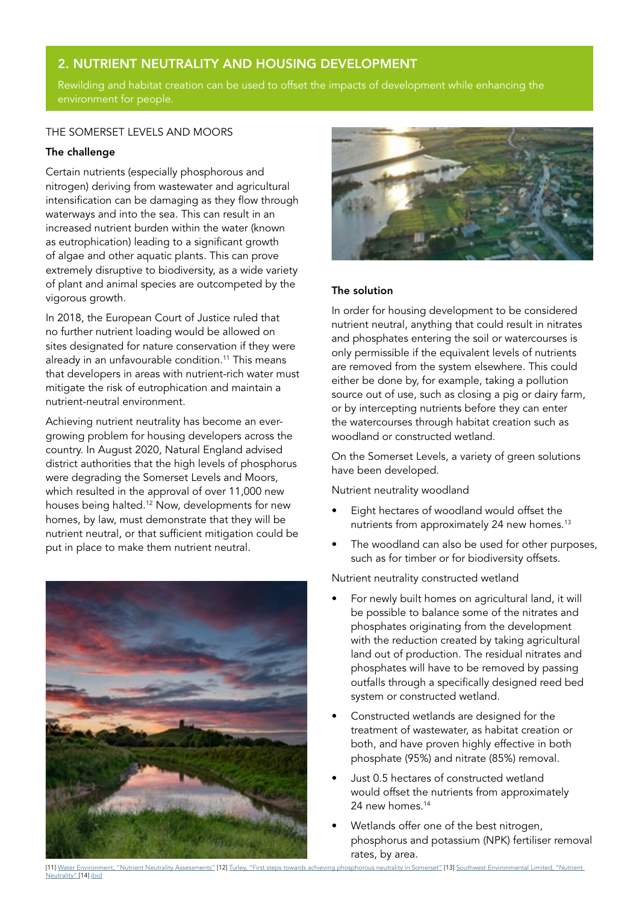## 2. NUTRIENT NEUTRALITY AND HOUSING DEVELOPMENT

Rewilding and habitat creation can be used to offset the impacts of development while enhancing the environment for people.

### THE SOMERSET LEVELS AND MOORS

**The challenge**

Certain nutrients (especially phosphorous and nitrogen) deriving from wastewater and agricultural intensification can be damaging as they flow through waterways and into the sea. This can result in an increased nutrient burden within the water (known as eutrophication) leading to a significant growth of algae and other aquatic plants. This can prove extremely disruptive to biodiversity, as a wide variety of plant and animal species are outcompeted by the vigorous growth.

In 2018, the European Court of Justice ruled that no further nutrient loading would be allowed on sites designated for nature conservation if they were already in an unfavourable condition.[11] This means that developers in areas with nutrient-rich water must mitigate the risk of eutrophication and maintain a nutrient-neutral environment.

Achieving nutrient neutrality has become an ever-growing problem for housing developers across the country. In August 2020, Natural England advised district authorities that the high levels of phosphorus were degrading the Somerset Levels and Moors, which resulted in the approval of over 11,000 new houses being halted.[12] Now, developments for new homes, by law, must demonstrate that they will be nutrient neutral, or that sufficient mitigation could be put in place to make them nutrient neutral.

**The solution**

In order for housing development to be considered nutrient neutral, anything that could result in nitrates and phosphates entering the soil or watercourses is only permissible if the equivalent levels of nutrients are removed from the system elsewhere. This could either be done by, for example, taking a pollution source out of use, such as closing a pig or dairy farm, or by intercepting nutrients before they can enter the watercourses through habitat creation such as woodland or constructed wetland.

On the Somerset Levels, a variety of green solutions have been developed.

Nutrient neutrality woodland

- Eight hectares of woodland would offset the nutrients from approximately 24 new homes.[13]
- The woodland can also be used for other purposes, such as for timber or for biodiversity offsets.

Nutrient neutrality constructed wetland

- For newly built homes on agricultural land, it will be possible to balance some of the nitrates and phosphates originating from the development with the reduction created by taking agricultural land out of production. The residual nitrates and phosphates will have to be removed by passing outfalls through a specifically designed reed bed system or constructed wetland.
- Constructed wetlands are designed for the treatment of wastewater, as habitat creation or both, and have proven highly effective in both phosphate (95%) and nitrate (85%) removal.
- Just 0.5 hectares of constructed wetland would offset the nutrients from approximately 24 new homes.[14]
- Wetlands offer one of the best nitrogen, phosphorus and potassium (NPK) fertiliser removal rates, by area.

[11] Water Environment, "Nutrient Neutrality Assessments" [12] Turley, "First steps towards achieving phosphorous neutrality in Somerset" [13] Southwest Environmental Limited, "Nutrient Neutrality" [14] ibid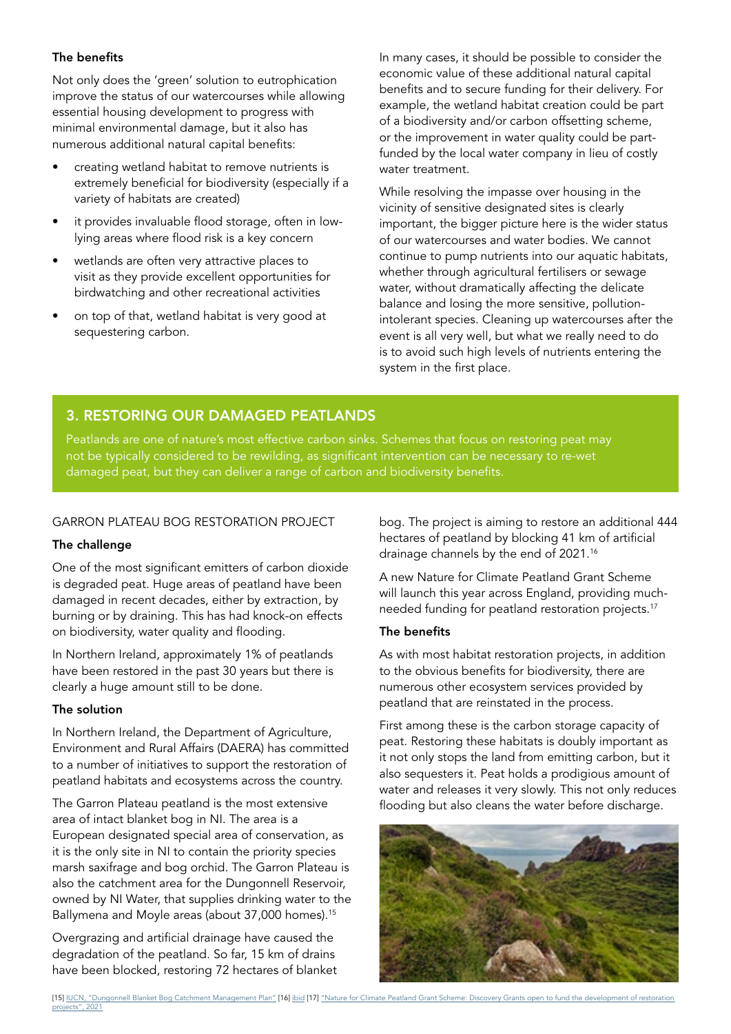### The benefits

Not only does the 'green' solution to eutrophication improve the status of our watercourses while allowing essential housing development to progress with minimal environmental damage, but it also has numerous additional natural capital benefits:

- creating wetland habitat to remove nutrients is extremely beneficial for biodiversity (especially if a variety of habitats are created)
- it provides invaluable flood storage, often in low-lying areas where flood risk is a key concern
- wetlands are often very attractive places to visit as they provide excellent opportunities for birdwatching and other recreational activities
- on top of that, wetland habitat is very good at sequestering carbon.

In many cases, it should be possible to consider the economic value of these additional natural capital benefits and to secure funding for their delivery. For example, the wetland habitat creation could be part of a biodiversity and/or carbon offsetting scheme, or the improvement in water quality could be part-funded by the local water company in lieu of costly water treatment.

While resolving the impasse over housing in the vicinity of sensitive designated sites is clearly important, the bigger picture here is the wider status of our watercourses and water bodies. We cannot continue to pump nutrients into our aquatic habitats, whether through agricultural fertilisers or sewage water, without dramatically affecting the delicate balance and losing the more sensitive, pollution-intolerant species. Cleaning up watercourses after the event is all very well, but what we really need to do is to avoid such high levels of nutrients entering the system in the first place.

## 3. RESTORING OUR DAMAGED PEATLANDS

Peatlands are one of nature's most effective carbon sinks. Schemes that focus on restoring peat may not be typically considered to be rewilding, as significant intervention can be necessary to re-wet damaged peat, but they can deliver a range of carbon and biodiversity benefits.

### GARRON PLATEAU BOG RESTORATION PROJECT

### The challenge

One of the most significant emitters of carbon dioxide is degraded peat. Huge areas of peatland have been damaged in recent decades, either by extraction, by burning or by draining. This has had knock-on effects on biodiversity, water quality and flooding.

In Northern Ireland, approximately 1% of peatlands have been restored in the past 30 years but there is clearly a huge amount still to be done.

### The solution

In Northern Ireland, the Department of Agriculture, Environment and Rural Affairs (DAERA) has committed to a number of initiatives to support the restoration of peatland habitats and ecosystems across the country.

The Garron Plateau peatland is the most extensive area of intact blanket bog in NI. The area is a European designated special area of conservation, as it is the only site in NI to contain the priority species marsh saxifrage and bog orchid. The Garron Plateau is also the catchment area for the Dungonnell Reservoir, owned by NI Water, that supplies drinking water to the Ballymena and Moyle areas (about 37,000 homes).[15]

Overgrazing and artificial drainage have caused the degradation of the peatland. So far, 15 km of drains have been blocked, restoring 72 hectares of blanket bog. The project is aiming to restore an additional 444 hectares of peatland by blocking 41 km of artificial drainage channels by the end of 2021.[16]

A new Nature for Climate Peatland Grant Scheme will launch this year across England, providing much-needed funding for peatland restoration projects.[17]

### The benefits

As with most habitat restoration projects, in addition to the obvious benefits for biodiversity, there are numerous other ecosystem services provided by peatland that are reinstated in the process.

First among these is the carbon storage capacity of peat. Restoring these habitats is doubly important as it not only stops the land from emitting carbon, but it also sequesters it. Peat holds a prodigious amount of water and releases it very slowly. This not only reduces flooding but also cleans the water before discharge.

[15] IUCN, "Dungonnell Blanket Bog Catchment Management Plan" [16] ibid [17] "Nature for Climate Peatland Grant Scheme: Discovery Grants open to fund the development of restoration projects", 2021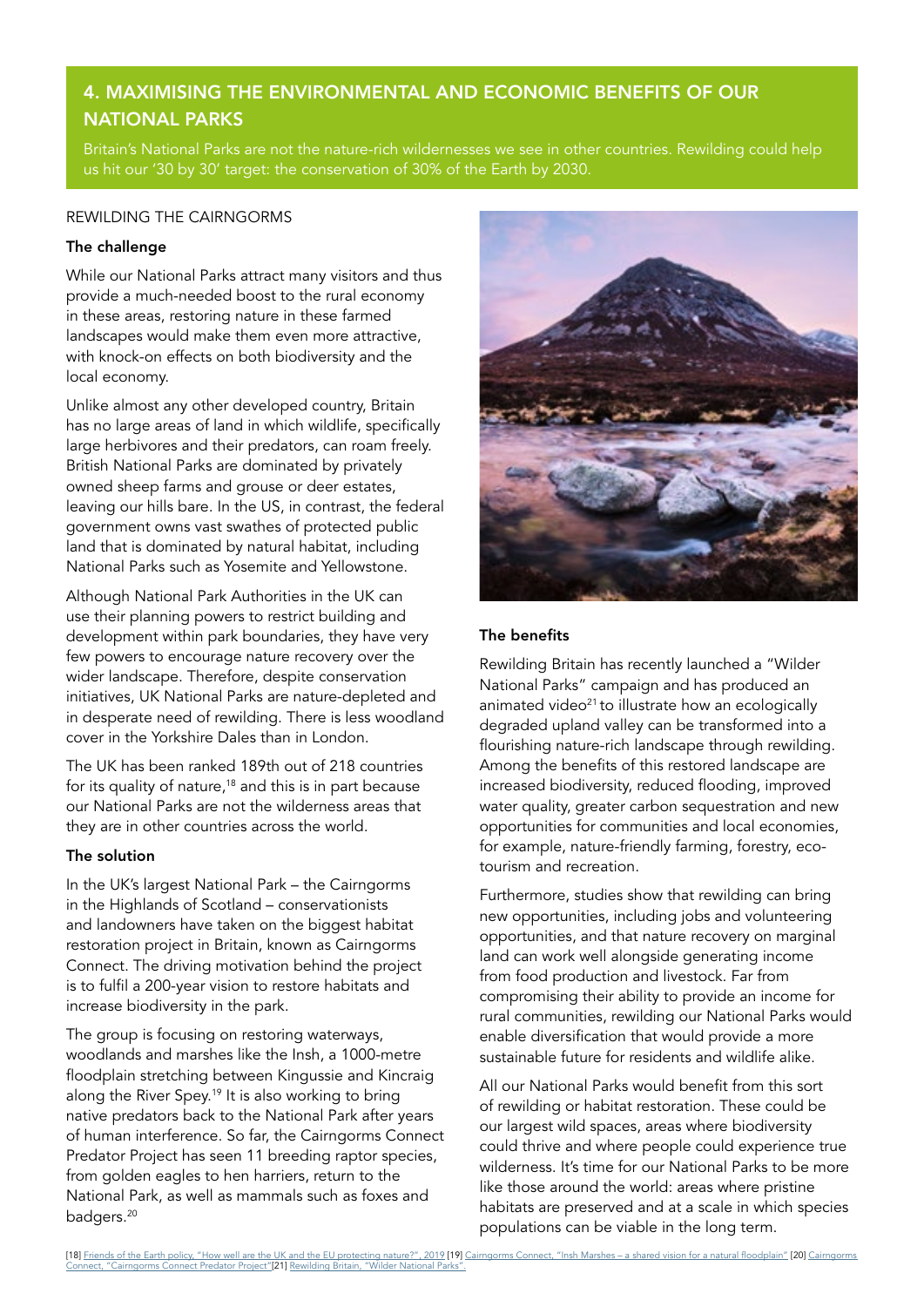## 4. MAXIMISING THE ENVIRONMENTAL AND ECONOMIC BENEFITS OF OUR NATIONAL PARKS

Britain's National Parks are not the nature-rich wildernesses we see in other countries. Rewilding could help us hit our '30 by 30' target: the conservation of 30% of the Earth by 2030.

### REWILDING THE CAIRNGORMS

#### The challenge

While our National Parks attract many visitors and thus provide a much-needed boost to the rural economy in these areas, restoring nature in these farmed landscapes would make them even more attractive, with knock-on effects on both biodiversity and the local economy.

Unlike almost any other developed country, Britain has no large areas of land in which wildlife, specifically large herbivores and their predators, can roam freely. British National Parks are dominated by privately owned sheep farms and grouse or deer estates, leaving our hills bare. In the US, in contrast, the federal government owns vast swathes of protected public land that is dominated by natural habitat, including National Parks such as Yosemite and Yellowstone.

Although National Park Authorities in the UK can use their planning powers to restrict building and development within park boundaries, they have very few powers to encourage nature recovery over the wider landscape. Therefore, despite conservation initiatives, UK National Parks are nature-depleted and in desperate need of rewilding. There is less woodland cover in the Yorkshire Dales than in London.

The UK has been ranked 189th out of 218 countries for its quality of nature,[18] and this is in part because our National Parks are not the wilderness areas that they are in other countries across the world.

#### The solution

In the UK's largest National Park – the Cairngorms in the Highlands of Scotland – conservationists and landowners have taken on the biggest habitat restoration project in Britain, known as Cairngorms Connect. The driving motivation behind the project is to fulfil a 200-year vision to restore habitats and increase biodiversity in the park.

The group is focusing on restoring waterways, woodlands and marshes like the Insh, a 1000-metre floodplain stretching between Kingussie and Kincraig along the River Spey.[19] It is also working to bring native predators back to the National Park after years of human interference. So far, the Cairngorms Connect Predator Project has seen 11 breeding raptor species, from golden eagles to hen harriers, return to the National Park, as well as mammals such as foxes and badgers.[20]

#### The benefits

Rewilding Britain has recently launched a "Wilder National Parks" campaign and has produced an animated video[21] to illustrate how an ecologically degraded upland valley can be transformed into a flourishing nature-rich landscape through rewilding. Among the benefits of this restored landscape are increased biodiversity, reduced flooding, improved water quality, greater carbon sequestration and new opportunities for communities and local economies, for example, nature-friendly farming, forestry, eco-tourism and recreation.

Furthermore, studies show that rewilding can bring new opportunities, including jobs and volunteering opportunities, and that nature recovery on marginal land can work well alongside generating income from food production and livestock. Far from compromising their ability to provide an income for rural communities, rewilding our National Parks would enable diversification that would provide a more sustainable future for residents and wildlife alike.

All our National Parks would benefit from this sort of rewilding or habitat restoration. These could be our largest wild spaces, areas where biodiversity could thrive and where people could experience true wilderness. It's time for our National Parks to be more like those around the world: areas where pristine habitats are preserved and at a scale in which species populations can be viable in the long term.

[18] Friends of the Earth policy, "How well are the UK and the EU protecting nature?", 2019 [19] Cairngorms Connect, "Insh Marshes – a shared vision for a natural floodplain" [20] Cairngorms Connect, "Cairngorms Connect Predator Project"[21] Rewilding Britain, "Wilder National Parks".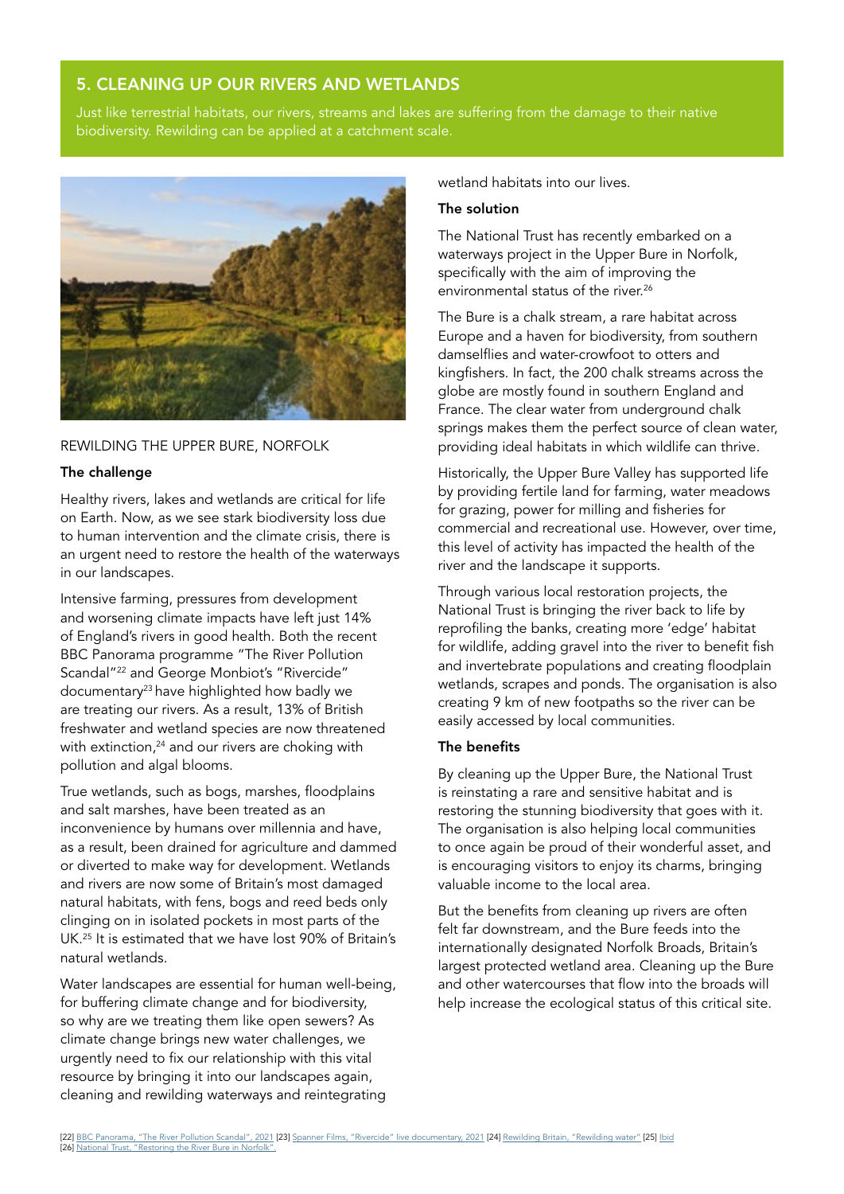## 5. CLEANING UP OUR RIVERS AND WETLANDS

Just like terrestrial habitats, our rivers, streams and lakes are suffering from the damage to their native biodiversity. Rewilding can be applied at a catchment scale.

### REWILDING THE UPPER BURE, NORFOLK

**The challenge**

Healthy rivers, lakes and wetlands are critical for life on Earth. Now, as we see stark biodiversity loss due to human intervention and the climate crisis, there is an urgent need to restore the health of the waterways in our landscapes.

Intensive farming, pressures from development and worsening climate impacts have left just 14% of England's rivers in good health. Both the recent BBC Panorama programme "The River Pollution Scandal"[22] and George Monbiot's "Rivercide" documentary[23] have highlighted how badly we are treating our rivers. As a result, 13% of British freshwater and wetland species are now threatened with extinction,[24] and our rivers are choking with pollution and algal blooms.

True wetlands, such as bogs, marshes, floodplains and salt marshes, have been treated as an inconvenience by humans over millennia and have, as a result, been drained for agriculture and dammed or diverted to make way for development. Wetlands and rivers are now some of Britain's most damaged natural habitats, with fens, bogs and reed beds only clinging on in isolated pockets in most parts of the UK.[25] It is estimated that we have lost 90% of Britain's natural wetlands.

Water landscapes are essential for human well-being, for buffering climate change and for biodiversity, so why are we treating them like open sewers? As climate change brings new water challenges, we urgently need to fix our relationship with this vital resource by bringing it into our landscapes again, cleaning and rewilding waterways and reintegrating wetland habitats into our lives.

**The solution**

The National Trust has recently embarked on a waterways project in the Upper Bure in Norfolk, specifically with the aim of improving the environmental status of the river.[26]

The Bure is a chalk stream, a rare habitat across Europe and a haven for biodiversity, from southern damselflies and water-crowfoot to otters and kingfishers. In fact, the 200 chalk streams across the globe are mostly found in southern England and France. The clear water from underground chalk springs makes them the perfect source of clean water, providing ideal habitats in which wildlife can thrive.

Historically, the Upper Bure Valley has supported life by providing fertile land for farming, water meadows for grazing, power for milling and fisheries for commercial and recreational use. However, over time, this level of activity has impacted the health of the river and the landscape it supports.

Through various local restoration projects, the National Trust is bringing the river back to life by reprofiling the banks, creating more 'edge' habitat for wildlife, adding gravel into the river to benefit fish and invertebrate populations and creating floodplain wetlands, scrapes and ponds. The organisation is also creating 9 km of new footpaths so the river can be easily accessed by local communities.

**The benefits**

By cleaning up the Upper Bure, the National Trust is reinstating a rare and sensitive habitat and is restoring the stunning biodiversity that goes with it. The organisation is also helping local communities to once again be proud of their wonderful asset, and is encouraging visitors to enjoy its charms, bringing valuable income to the local area.

But the benefits from cleaning up rivers are often felt far downstream, and the Bure feeds into the internationally designated Norfolk Broads, Britain's largest protected wetland area. Cleaning up the Bure and other watercourses that flow into the broads will help increase the ecological status of this critical site.

[22] BBC Panorama, "The River Pollution Scandal", 2021 [23] Spanner Films, "Rivercide" live documentary, 2021 [24] Rewilding Britain, "Rewilding water" [25] Ibid
[26] National Trust, "Restoring the River Bure in Norfolk".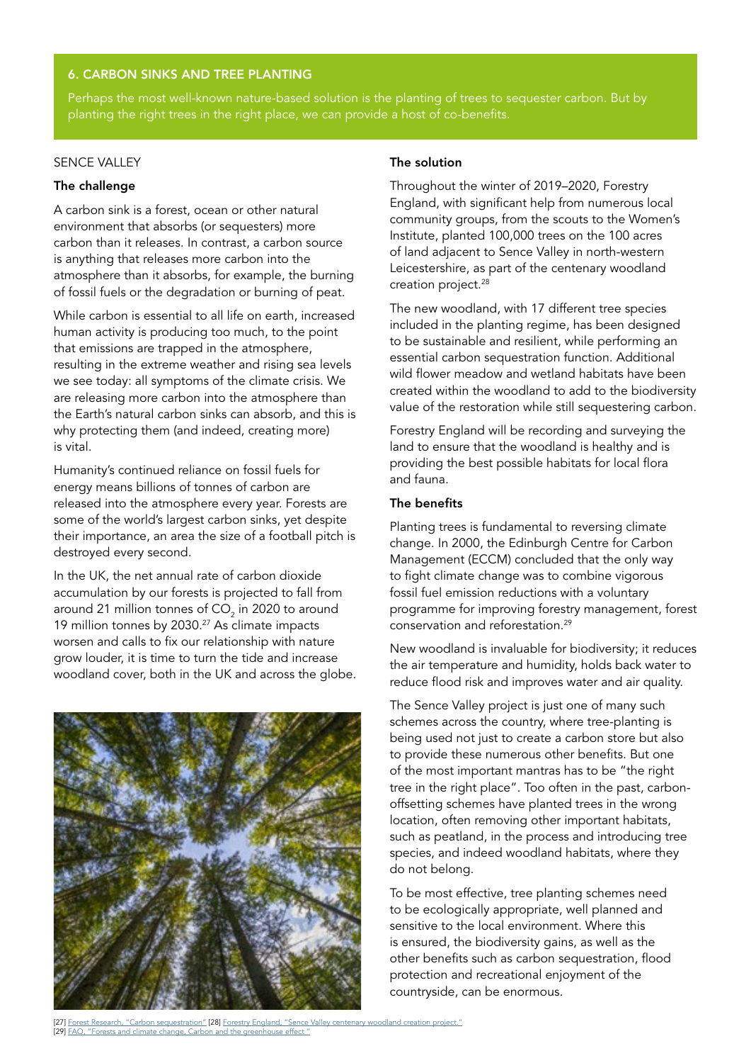## 6. CARBON SINKS AND TREE PLANTING

Perhaps the most well-known nature-based solution is the planting of trees to sequester carbon. But by planting the right trees in the right place, we can provide a host of co-benefits.

### SENCE VALLEY

**The challenge**

A carbon sink is a forest, ocean or other natural environment that absorbs (or sequesters) more carbon than it releases. In contrast, a carbon source is anything that releases more carbon into the atmosphere than it absorbs, for example, the burning of fossil fuels or the degradation or burning of peat.

While carbon is essential to all life on earth, increased human activity is producing too much, to the point that emissions are trapped in the atmosphere, resulting in the extreme weather and rising sea levels we see today: all symptoms of the climate crisis. We are releasing more carbon into the atmosphere than the Earth's natural carbon sinks can absorb, and this is why protecting them (and indeed, creating more) is vital.

Humanity's continued reliance on fossil fuels for energy means billions of tonnes of carbon are released into the atmosphere every year. Forests are some of the world's largest carbon sinks, yet despite their importance, an area the size of a football pitch is destroyed every second.

In the UK, the net annual rate of carbon dioxide accumulation by our forests is projected to fall from around 21 million tonnes of $CO_2$ in 2020 to around 19 million tonnes by 2030.[27] As climate impacts worsen and calls to fix our relationship with nature grow louder, it is time to turn the tide and increase woodland cover, both in the UK and across the globe.

**The solution**

Throughout the winter of 2019–2020, Forestry England, with significant help from numerous local community groups, from the scouts to the Women's Institute, planted 100,000 trees on the 100 acres of land adjacent to Sence Valley in north-western Leicestershire, as part of the centenary woodland creation project.[28]

The new woodland, with 17 different tree species included in the planting regime, has been designed to be sustainable and resilient, while performing an essential carbon sequestration function. Additional wild flower meadow and wetland habitats have been created within the woodland to add to the biodiversity value of the restoration while still sequestering carbon.

Forestry England will be recording and surveying the land to ensure that the woodland is healthy and is providing the best possible habitats for local flora and fauna.

**The benefits**

Planting trees is fundamental to reversing climate change. In 2000, the Edinburgh Centre for Carbon Management (ECCM) concluded that the only way to fight climate change was to combine vigorous fossil fuel emission reductions with a voluntary programme for improving forestry management, forest conservation and reforestation.[29]

New woodland is invaluable for biodiversity; it reduces the air temperature and humidity, holds back water to reduce flood risk and improves water and air quality.

The Sence Valley project is just one of many such schemes across the country, where tree-planting is being used not just to create a carbon store but also to provide these numerous other benefits. But one of the most important mantras has to be "the right tree in the right place". Too often in the past, carbon-offsetting schemes have planted trees in the wrong location, often removing other important habitats, such as peatland, in the process and introducing tree species, and indeed woodland habitats, where they do not belong.

To be most effective, tree planting schemes need to be ecologically appropriate, well planned and sensitive to the local environment. Where this is ensured, the biodiversity gains, as well as the other benefits such as carbon sequestration, flood protection and recreational enjoyment of the countryside, can be enormous.

[27] Forest Research, "Carbon sequestration" [28] Forestry England, "Sence Valley centenary woodland creation project."
[29] FAO, "Forests and climate change, Carbon and the greenhouse effect."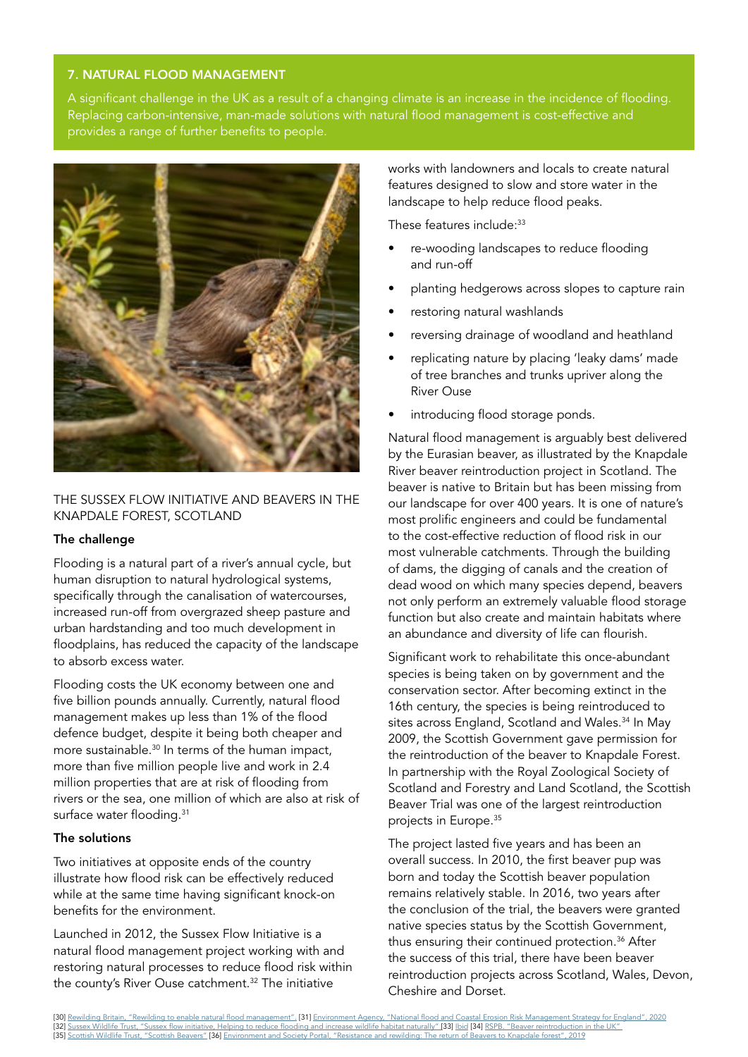## 7. NATURAL FLOOD MANAGEMENT

A significant challenge in the UK as a result of a changing climate is an increase in the incidence of flooding. Replacing carbon-intensive, man-made solutions with natural flood management is cost-effective and provides a range of further benefits to people.

### THE SUSSEX FLOW INITIATIVE AND BEAVERS IN THE KNAPDALE FOREST, SCOTLAND

**The challenge**

Flooding is a natural part of a river's annual cycle, but human disruption to natural hydrological systems, specifically through the canalisation of watercourses, increased run-off from overgrazed sheep pasture and urban hardstanding and too much development in floodplains, has reduced the capacity of the landscape to absorb excess water.

Flooding costs the UK economy between one and five billion pounds annually. Currently, natural flood management makes up less than 1% of the flood defence budget, despite it being both cheaper and more sustainable.[30] In terms of the human impact, more than five million people live and work in 2.4 million properties that are at risk of flooding from rivers or the sea, one million of which are also at risk of surface water flooding.[31]

**The solutions**

Two initiatives at opposite ends of the country illustrate how flood risk can be effectively reduced while at the same time having significant knock-on benefits for the environment.

Launched in 2012, the Sussex Flow Initiative is a natural flood management project working with and restoring natural processes to reduce flood risk within the county's River Ouse catchment.[32] The initiative works with landowners and locals to create natural features designed to slow and store water in the landscape to help reduce flood peaks.

These features include:[33]

- re-wooding landscapes to reduce flooding and run-off
- planting hedgerows across slopes to capture rain
- restoring natural washlands
- reversing drainage of woodland and heathland
- replicating nature by placing 'leaky dams' made of tree branches and trunks upriver along the River Ouse
- introducing flood storage ponds.

Natural flood management is arguably best delivered by the Eurasian beaver, as illustrated by the Knapdale River beaver reintroduction project in Scotland. The beaver is native to Britain but has been missing from our landscape for over 400 years. It is one of nature's most prolific engineers and could be fundamental to the cost-effective reduction of flood risk in our most vulnerable catchments. Through the building of dams, the digging of canals and the creation of dead wood on which many species depend, beavers not only perform an extremely valuable flood storage function but also create and maintain habitats where an abundance and diversity of life can flourish.

Significant work to rehabilitate this once-abundant species is being taken on by government and the conservation sector. After becoming extinct in the 16th century, the species is being reintroduced to sites across England, Scotland and Wales.[34] In May 2009, the Scottish Government gave permission for the reintroduction of the beaver to Knapdale Forest. In partnership with the Royal Zoological Society of Scotland and Forestry and Land Scotland, the Scottish Beaver Trial was one of the largest reintroduction projects in Europe.[35]

The project lasted five years and has been an overall success. In 2010, the first beaver pup was born and today the Scottish beaver population remains relatively stable. In 2016, two years after the conclusion of the trial, the beavers were granted native species status by the Scottish Government, thus ensuring their continued protection.[36] After the success of this trial, there have been beaver reintroduction projects across Scotland, Wales, Devon, Cheshire and Dorset.

[30] Rewilding Britain, "Rewilding to enable natural flood management". [31] Environment Agency, "National flood and Coastal Erosion Risk Management Strategy for England", 2020
[32] Sussex Wildlife Trust, "Sussex flow initiative, Helping to reduce flooding and increase wildlife habitat naturally" [33] Ibid [34] RSPB, "Beaver reintroduction in the UK"
[35] Scottish Wildlife Trust, "Scottish Beavers" [36] Environment and Society Portal, "Resistance and rewilding: The return of Beavers to Knapdale forest", 2019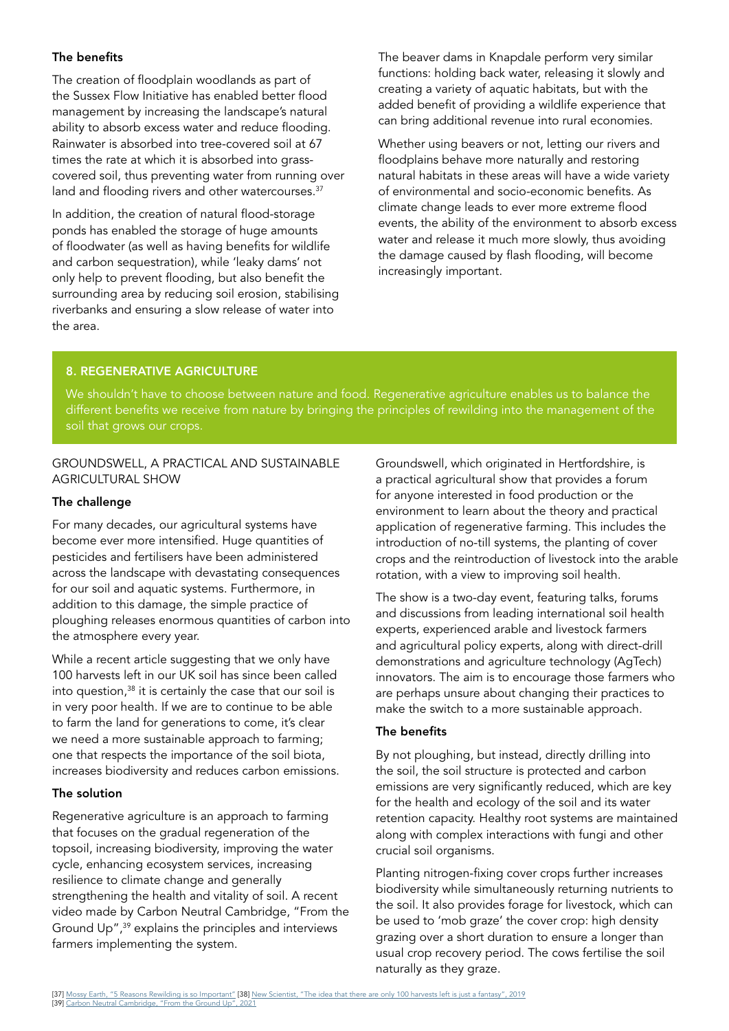### The benefits

The creation of floodplain woodlands as part of the Sussex Flow Initiative has enabled better flood management by increasing the landscape's natural ability to absorb excess water and reduce flooding. Rainwater is absorbed into tree-covered soil at 67 times the rate at which it is absorbed into grass-covered soil, thus preventing water from running over land and flooding rivers and other watercourses.[37]

In addition, the creation of natural flood-storage ponds has enabled the storage of huge amounts of floodwater (as well as having benefits for wildlife and carbon sequestration), while 'leaky dams' not only help to prevent flooding, but also benefit the surrounding area by reducing soil erosion, stabilising riverbanks and ensuring a slow release of water into the area.

The beaver dams in Knapdale perform very similar functions: holding back water, releasing it slowly and creating a variety of aquatic habitats, but with the added benefit of providing a wildlife experience that can bring additional revenue into rural economies.

Whether using beavers or not, letting our rivers and floodplains behave more naturally and restoring natural habitats in these areas will have a wide variety of environmental and socio-economic benefits. As climate change leads to ever more extreme flood events, the ability of the environment to absorb excess water and release it much more slowly, thus avoiding the damage caused by flash flooding, will become increasingly important.

## 8. REGENERATIVE AGRICULTURE

We shouldn't have to choose between nature and food. Regenerative agriculture enables us to balance the different benefits we receive from nature by bringing the principles of rewilding into the management of the soil that grows our crops.

GROUNDSWELL, A PRACTICAL AND SUSTAINABLE AGRICULTURAL SHOW

### The challenge

For many decades, our agricultural systems have become ever more intensified. Huge quantities of pesticides and fertilisers have been administered across the landscape with devastating consequences for our soil and aquatic systems. Furthermore, in addition to this damage, the simple practice of ploughing releases enormous quantities of carbon into the atmosphere every year.

While a recent article suggesting that we only have 100 harvests left in our UK soil has since been called into question,[38] it is certainly the case that our soil is in very poor health. If we are to continue to be able to farm the land for generations to come, it's clear we need a more sustainable approach to farming; one that respects the importance of the soil biota, increases biodiversity and reduces carbon emissions.

### The solution

Regenerative agriculture is an approach to farming that focuses on the gradual regeneration of the topsoil, increasing biodiversity, improving the water cycle, enhancing ecosystem services, increasing resilience to climate change and generally strengthening the health and vitality of soil. A recent video made by Carbon Neutral Cambridge, "From the Ground Up",[39] explains the principles and interviews farmers implementing the system.

Groundswell, which originated in Hertfordshire, is a practical agricultural show that provides a forum for anyone interested in food production or the environment to learn about the theory and practical application of regenerative farming. This includes the introduction of no-till systems, the planting of cover crops and the reintroduction of livestock into the arable rotation, with a view to improving soil health.

The show is a two-day event, featuring talks, forums and discussions from leading international soil health experts, experienced arable and livestock farmers and agricultural policy experts, along with direct-drill demonstrations and agriculture technology (AgTech) innovators. The aim is to encourage those farmers who are perhaps unsure about changing their practices to make the switch to a more sustainable approach.

### The benefits

By not ploughing, but instead, directly drilling into the soil, the soil structure is protected and carbon emissions are very significantly reduced, which are key for the health and ecology of the soil and its water retention capacity. Healthy root systems are maintained along with complex interactions with fungi and other crucial soil organisms.

Planting nitrogen-fixing cover crops further increases biodiversity while simultaneously returning nutrients to the soil. It also provides forage for livestock, which can be used to 'mob graze' the cover crop: high density grazing over a short duration to ensure a longer than usual crop recovery period. The cows fertilise the soil naturally as they graze.

[37] Mossy Earth, "5 Reasons Rewilding is so Important" [38] New Scientist, "The idea that there are only 100 harvests left is just a fantasy", 2019
[39] Carbon Neutral Cambridge, "From the Ground Up", 2021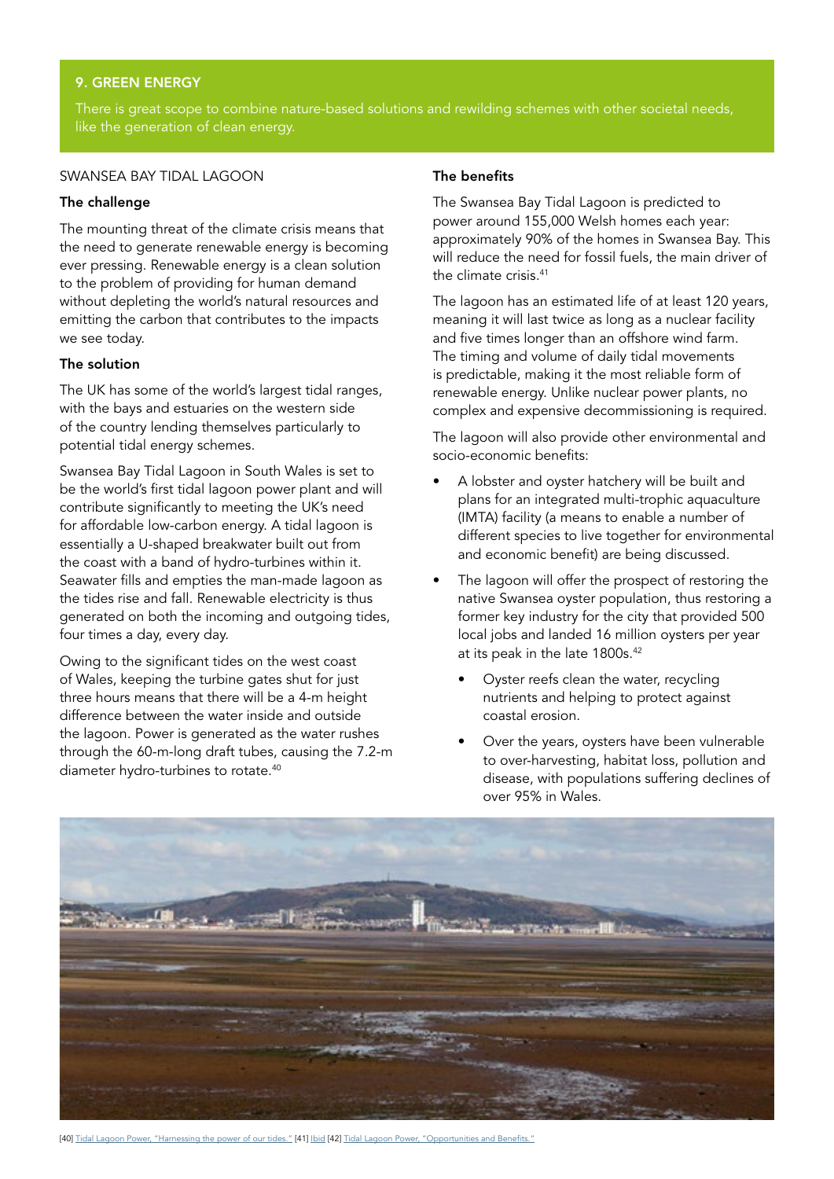## 9. GREEN ENERGY

There is great scope to combine nature-based solutions and rewilding schemes with other societal needs, like the generation of clean energy.

### SWANSEA BAY TIDAL LAGOON

**The challenge**

The mounting threat of the climate crisis means that the need to generate renewable energy is becoming ever pressing. Renewable energy is a clean solution to the problem of providing for human demand without depleting the world's natural resources and emitting the carbon that contributes to the impacts we see today.

**The solution**

The UK has some of the world's largest tidal ranges, with the bays and estuaries on the western side of the country lending themselves particularly to potential tidal energy schemes.

Swansea Bay Tidal Lagoon in South Wales is set to be the world's first tidal lagoon power plant and will contribute significantly to meeting the UK's need for affordable low-carbon energy. A tidal lagoon is essentially a U-shaped breakwater built out from the coast with a band of hydro-turbines within it. Seawater fills and empties the man-made lagoon as the tides rise and fall. Renewable electricity is thus generated on both the incoming and outgoing tides, four times a day, every day.

Owing to the significant tides on the west coast of Wales, keeping the turbine gates shut for just three hours means that there will be a 4-m height difference between the water inside and outside the lagoon. Power is generated as the water rushes through the 60-m-long draft tubes, causing the 7.2-m diameter hydro-turbines to rotate.[40]

**The benefits**

The Swansea Bay Tidal Lagoon is predicted to power around 155,000 Welsh homes each year: approximately 90% of the homes in Swansea Bay. This will reduce the need for fossil fuels, the main driver of the climate crisis.[41]

The lagoon has an estimated life of at least 120 years, meaning it will last twice as long as a nuclear facility and five times longer than an offshore wind farm. The timing and volume of daily tidal movements is predictable, making it the most reliable form of renewable energy. Unlike nuclear power plants, no complex and expensive decommissioning is required.

The lagoon will also provide other environmental and socio-economic benefits:

- A lobster and oyster hatchery will be built and plans for an integrated multi-trophic aquaculture (IMTA) facility (a means to enable a number of different species to live together for environmental and economic benefit) are being discussed.
- The lagoon will offer the prospect of restoring the native Swansea oyster population, thus restoring a former key industry for the city that provided 500 local jobs and landed 16 million oysters per year at its peak in the late 1800s.[42]
  - Oyster reefs clean the water, recycling nutrients and helping to protect against coastal erosion.
  - Over the years, oysters have been vulnerable to over-harvesting, habitat loss, pollution and disease, with populations suffering declines of over 95% in Wales.

[40] Tidal Lagoon Power, "Harnessing the power of our tides." [41] Ibid [42] Tidal Lagoon Power, "Opportunities and Benefits."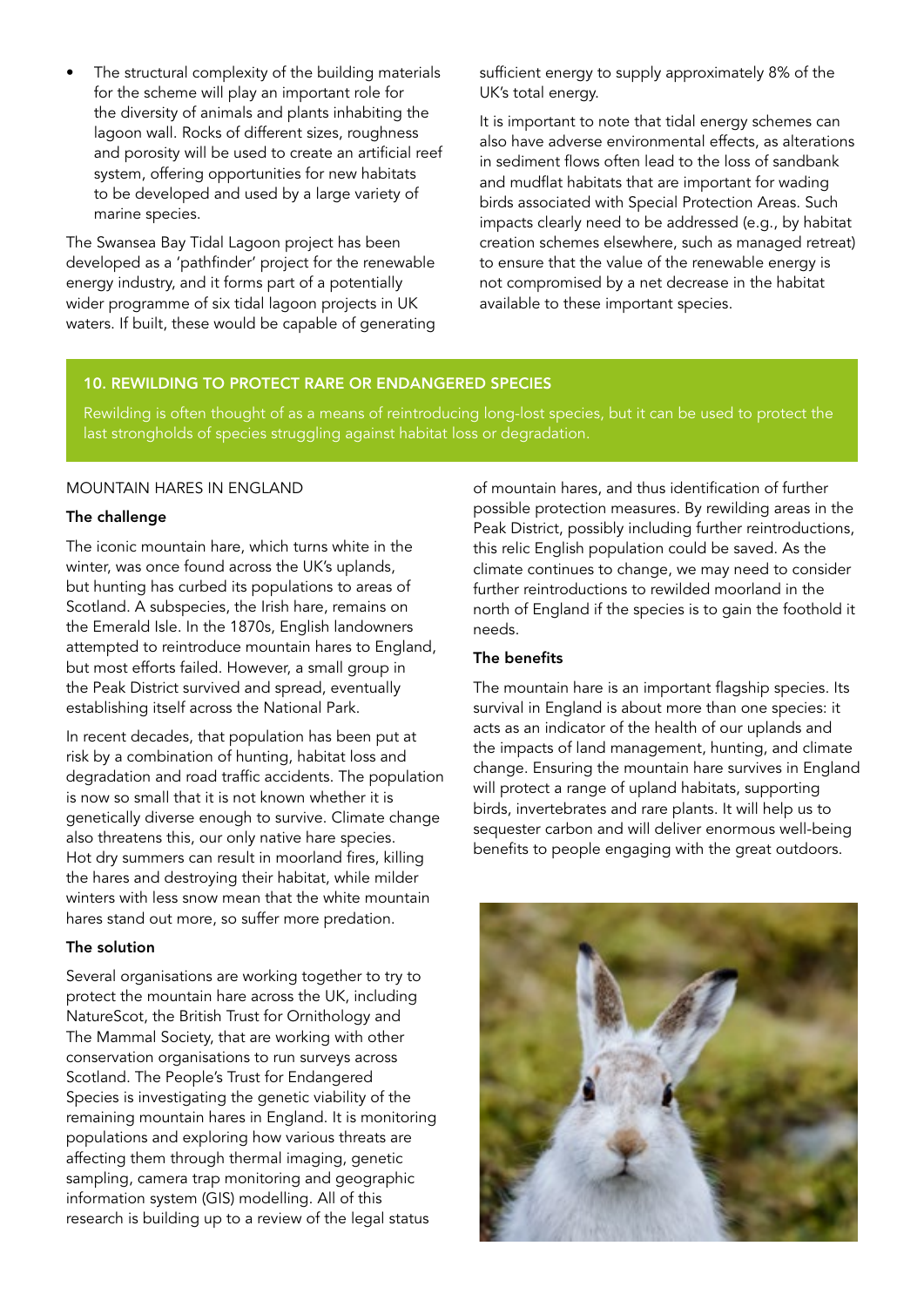- The structural complexity of the building materials for the scheme will play an important role for the diversity of animals and plants inhabiting the lagoon wall. Rocks of different sizes, roughness and porosity will be used to create an artificial reef system, offering opportunities for new habitats to be developed and used by a large variety of marine species.

The Swansea Bay Tidal Lagoon project has been developed as a 'pathfinder' project for the renewable energy industry, and it forms part of a potentially wider programme of six tidal lagoon projects in UK waters. If built, these would be capable of generating sufficient energy to supply approximately 8% of the UK's total energy.

It is important to note that tidal energy schemes can also have adverse environmental effects, as alterations in sediment flows often lead to the loss of sandbank and mudflat habitats that are important for wading birds associated with Special Protection Areas. Such impacts clearly need to be addressed (e.g., by habitat creation schemes elsewhere, such as managed retreat) to ensure that the value of the renewable energy is not compromised by a net decrease in the habitat available to these important species.

## 10. REWILDING TO PROTECT RARE OR ENDANGERED SPECIES

Rewilding is often thought of as a means of reintroducing long-lost species, but it can be used to protect the last strongholds of species struggling against habitat loss or degradation.

### MOUNTAIN HARES IN ENGLAND

#### The challenge

The iconic mountain hare, which turns white in the winter, was once found across the UK's uplands, but hunting has curbed its populations to areas of Scotland. A subspecies, the Irish hare, remains on the Emerald Isle. In the 1870s, English landowners attempted to reintroduce mountain hares to England, but most efforts failed. However, a small group in the Peak District survived and spread, eventually establishing itself across the National Park.

In recent decades, that population has been put at risk by a combination of hunting, habitat loss and degradation and road traffic accidents. The population is now so small that it is not known whether it is genetically diverse enough to survive. Climate change also threatens this, our only native hare species. Hot dry summers can result in moorland fires, killing the hares and destroying their habitat, while milder winters with less snow mean that the white mountain hares stand out more, so suffer more predation.

#### The solution

Several organisations are working together to try to protect the mountain hare across the UK, including NatureScot, the British Trust for Ornithology and The Mammal Society, that are working with other conservation organisations to run surveys across Scotland. The People's Trust for Endangered Species is investigating the genetic viability of the remaining mountain hares in England. It is monitoring populations and exploring how various threats are affecting them through thermal imaging, genetic sampling, camera trap monitoring and geographic information system (GIS) modelling. All of this research is building up to a review of the legal status of mountain hares, and thus identification of further possible protection measures. By rewilding areas in the Peak District, possibly including further reintroductions, this relic English population could be saved. As the climate continues to change, we may need to consider further reintroductions to rewilded moorland in the north of England if the species is to gain the foothold it needs.

#### The benefits

The mountain hare is an important flagship species. Its survival in England is about more than one species: it acts as an indicator of the health of our uplands and the impacts of land management, hunting, and climate change. Ensuring the mountain hare survives in England will protect a range of upland habitats, supporting birds, invertebrates and rare plants. It will help us to sequester carbon and will deliver enormous well-being benefits to people engaging with the great outdoors.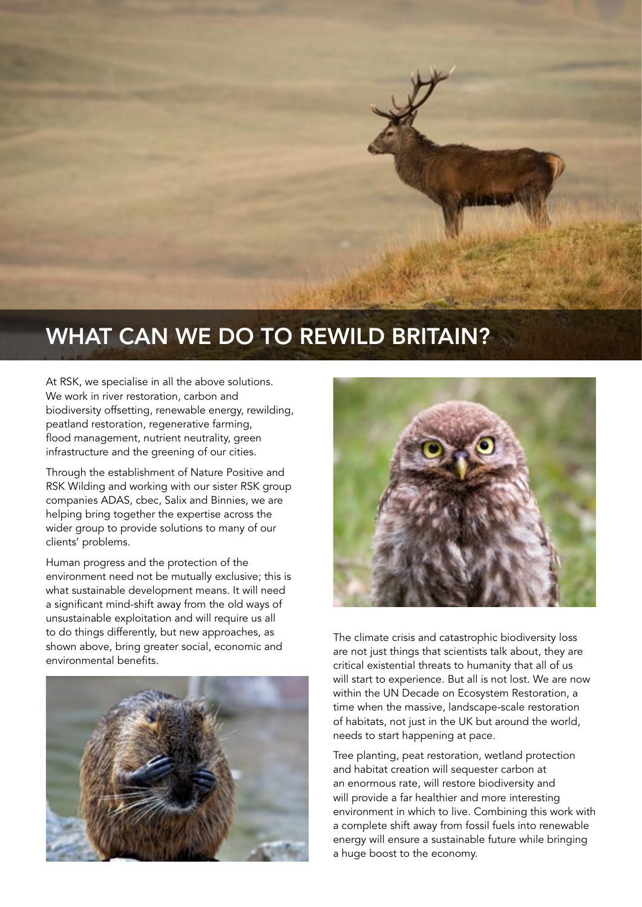# WHAT CAN WE DO TO REWILD BRITAIN?

At RSK, we specialise in all the above solutions. We work in river restoration, carbon and biodiversity offsetting, renewable energy, rewilding, peatland restoration, regenerative farming, flood management, nutrient neutrality, green infrastructure and the greening of our cities.

Through the establishment of Nature Positive and RSK Wilding and working with our sister RSK group companies ADAS, cbec, Salix and Binnies, we are helping bring together the expertise across the wider group to provide solutions to many of our clients' problems.

Human progress and the protection of the environment need not be mutually exclusive; this is what sustainable development means. It will need a significant mind-shift away from the old ways of unsustainable exploitation and will require us all to do things differently, but new approaches, as shown above, bring greater social, economic and environmental benefits.

The climate crisis and catastrophic biodiversity loss are not just things that scientists talk about, they are critical existential threats to humanity that all of us will start to experience. But all is not lost. We are now within the UN Decade on Ecosystem Restoration, a time when the massive, landscape-scale restoration of habitats, not just in the UK but around the world, needs to start happening at pace.

Tree planting, peat restoration, wetland protection and habitat creation will sequester carbon at an enormous rate, will restore biodiversity and will provide a far healthier and more interesting environment in which to live. Combining this work with a complete shift away from fossil fuels into renewable energy will ensure a sustainable future while bringing a huge boost to the economy.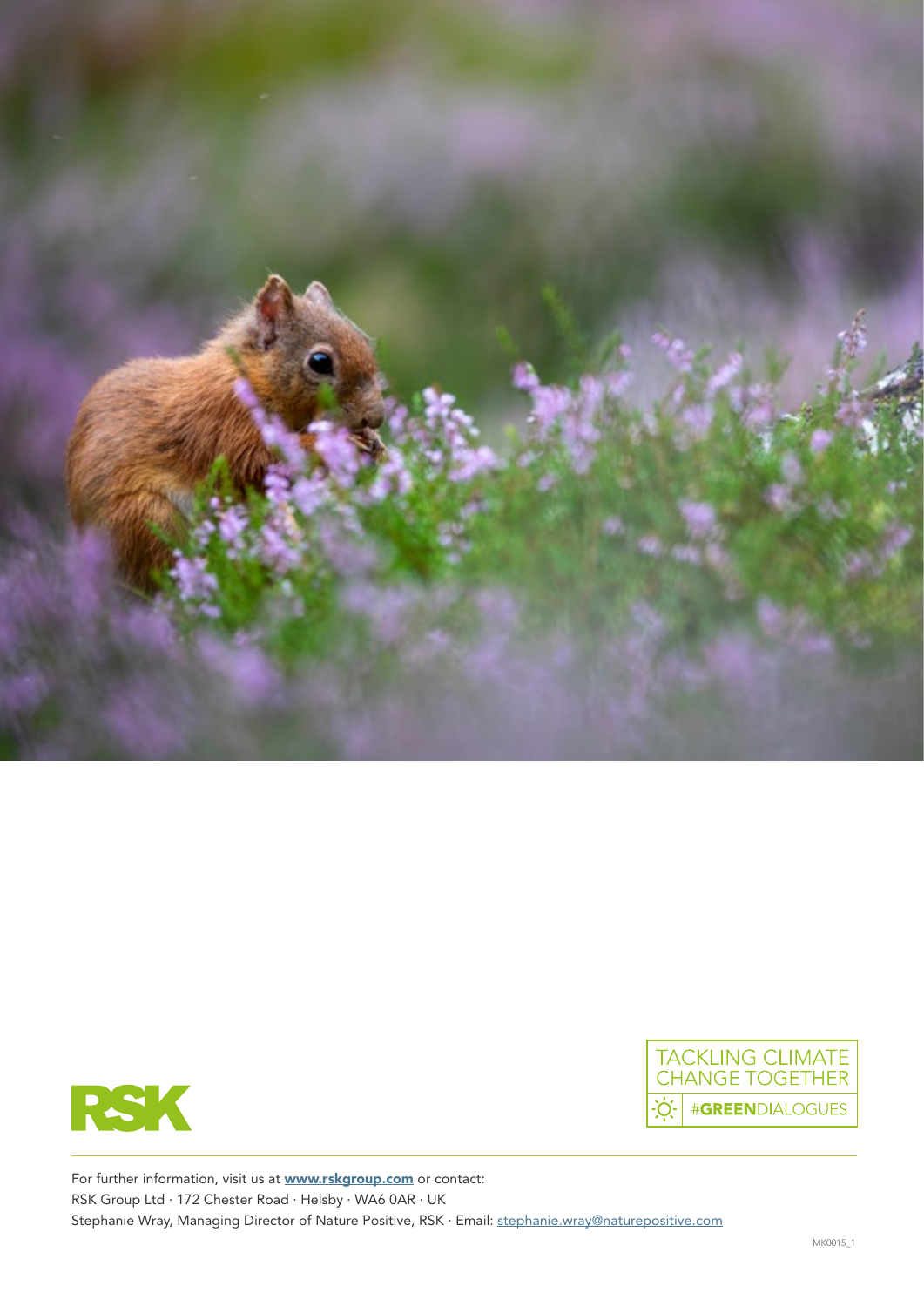RSK

TACKLING CLIMATE CHANGE TOGETHER

#GREENDIALOGUES

For further information, visit us at **www.rskgroup.com** or contact:
RSK Group Ltd · 172 Chester Road · Helsby · WA6 0AR · UK
Stephanie Wray, Managing Director of Nature Positive, RSK · Email: stephanie.wray@naturepositive.com

MK0015_1